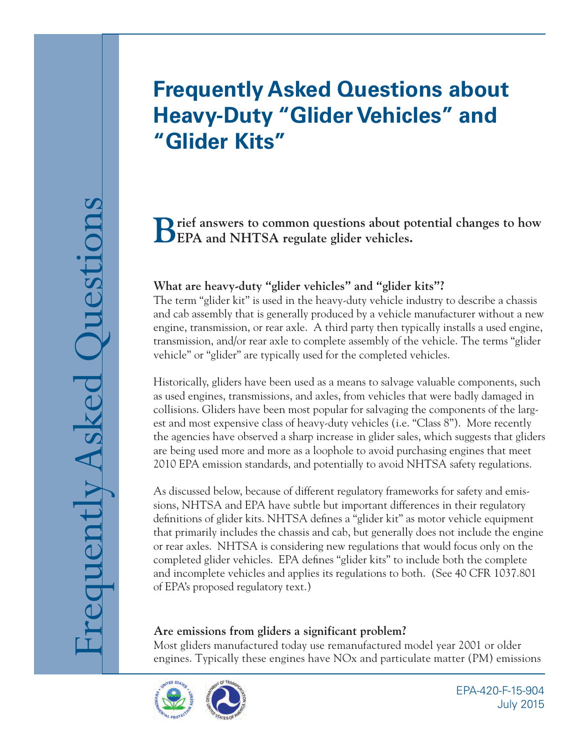# Frequently Asked Questions about Heavy-Duty "Glider Vehicles" and "Glider Kits"

**Brief answers to common questions about potential changes to how EPA and NHTSA regulate glider vehicles.**

### What are heavy-duty "glider vehicles" and "glider kits"?

The term "glider kit" is used in the heavy-duty vehicle industry to describe a chassis and cab assembly that is generally produced by a vehicle manufacturer without a new engine, transmission, or rear axle. A third party then typically installs a used engine, transmission, and/or rear axle to complete assembly of the vehicle. The terms "glider vehicle" or "glider" are typically used for the completed vehicles.

Historically, gliders have been used as a means to salvage valuable components, such as used engines, transmissions, and axles, from vehicles that were badly damaged in collisions. Gliders have been most popular for salvaging the components of the largest and most expensive class of heavy-duty vehicles (i.e. "Class 8"). More recently the agencies have observed a sharp increase in glider sales, which suggests that gliders are being used more and more as a loophole to avoid purchasing engines that meet 2010 EPA emission standards, and potentially to avoid NHTSA safety regulations.

As discussed below, because of different regulatory frameworks for safety and emissions, NHTSA and EPA have subtle but important differences in their regulatory definitions of glider kits. NHTSA defines a "glider kit" as motor vehicle equipment that primarily includes the chassis and cab, but generally does not include the engine or rear axles. NHTSA is considering new regulations that would focus only on the completed glider vehicles. EPA defines "glider kits" to include both the complete and incomplete vehicles and applies its regulations to both. (See 40 CFR 1037.801 of EPA's proposed regulatory text.)

### Are emissions from gliders a significant problem?

Most gliders manufactured today use remanufactured model year 2001 or older engines. Typically these engines have NOx and particulate matter (PM) emissions

EPA-420-F-15-904
July 2015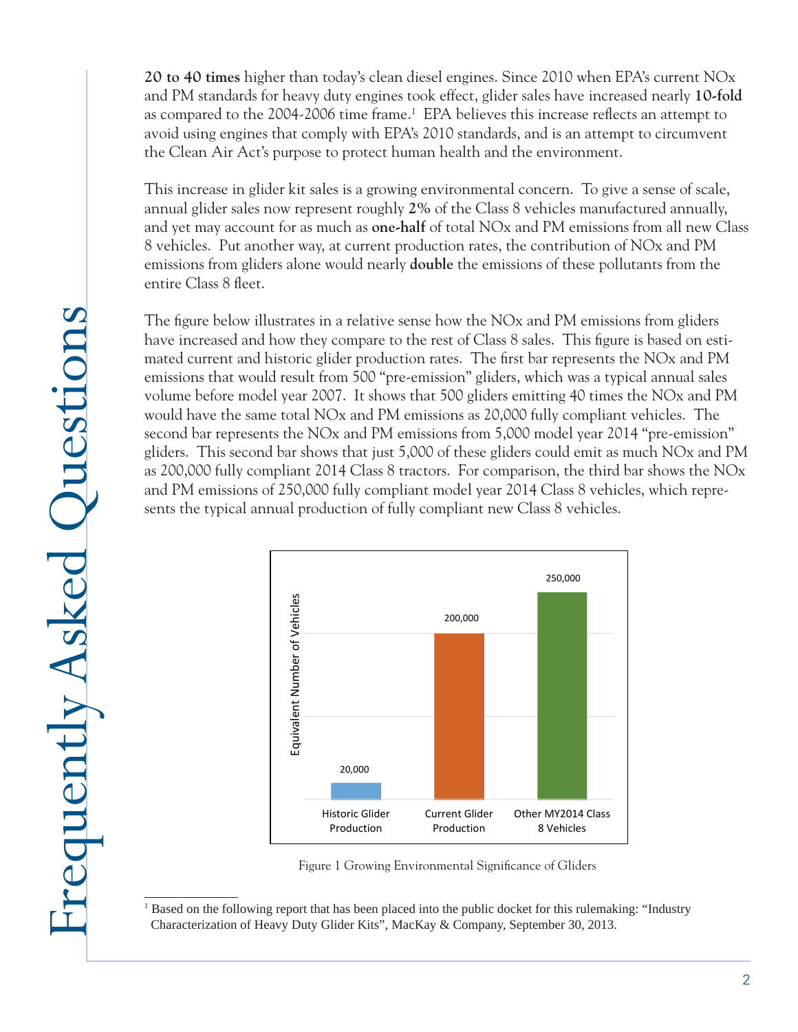**20 to 40 times** higher than today's clean diesel engines. Since 2010 when EPA's current NOx and PM standards for heavy duty engines took effect, glider sales have increased nearly **10-fold** as compared to the 2004-2006 time frame.[1] EPA believes this increase reflects an attempt to avoid using engines that comply with EPA's 2010 standards, and is an attempt to circumvent the Clean Air Act's purpose to protect human health and the environment.

This increase in glider kit sales is a growing environmental concern. To give a sense of scale, annual glider sales now represent roughly **2%** of the Class 8 vehicles manufactured annually, and yet may account for as much as **one-half** of total NOx and PM emissions from all new Class 8 vehicles. Put another way, at current production rates, the contribution of NOx and PM emissions from gliders alone would nearly **double** the emissions of these pollutants from the entire Class 8 fleet.

The figure below illustrates in a relative sense how the NOx and PM emissions from gliders have increased and how they compare to the rest of Class 8 sales. This figure is based on estimated current and historic glider production rates. The first bar represents the NOx and PM emissions that would result from 500 "pre-emission" gliders, which was a typical annual sales volume before model year 2007. It shows that 500 gliders emitting 40 times the NOx and PM would have the same total NOx and PM emissions as 20,000 fully compliant vehicles. The second bar represents the NOx and PM emissions from 5,000 model year 2014 "pre-emission" gliders. This second bar shows that just 5,000 of these gliders could emit as much NOx and PM as 200,000 fully compliant 2014 Class 8 tractors. For comparison, the third bar shows the NOx and PM emissions of 250,000 fully compliant model year 2014 Class 8 vehicles, which represents the typical annual production of fully compliant new Class 8 vehicles.

| | Equivalent Number of Vehicles |
|---|---|
| Historic Glider Production | 20,000 |
| Current Glider Production | 200,000 |
| Other MY2014 Class 8 Vehicles | 250,000 |

Figure 1 Growing Environmental Significance of Gliders

[1] Based on the following report that has been placed into the public docket for this rulemaking: "Industry Characterization of Heavy Duty Glider Kits", MacKay & Company, September 30, 2013.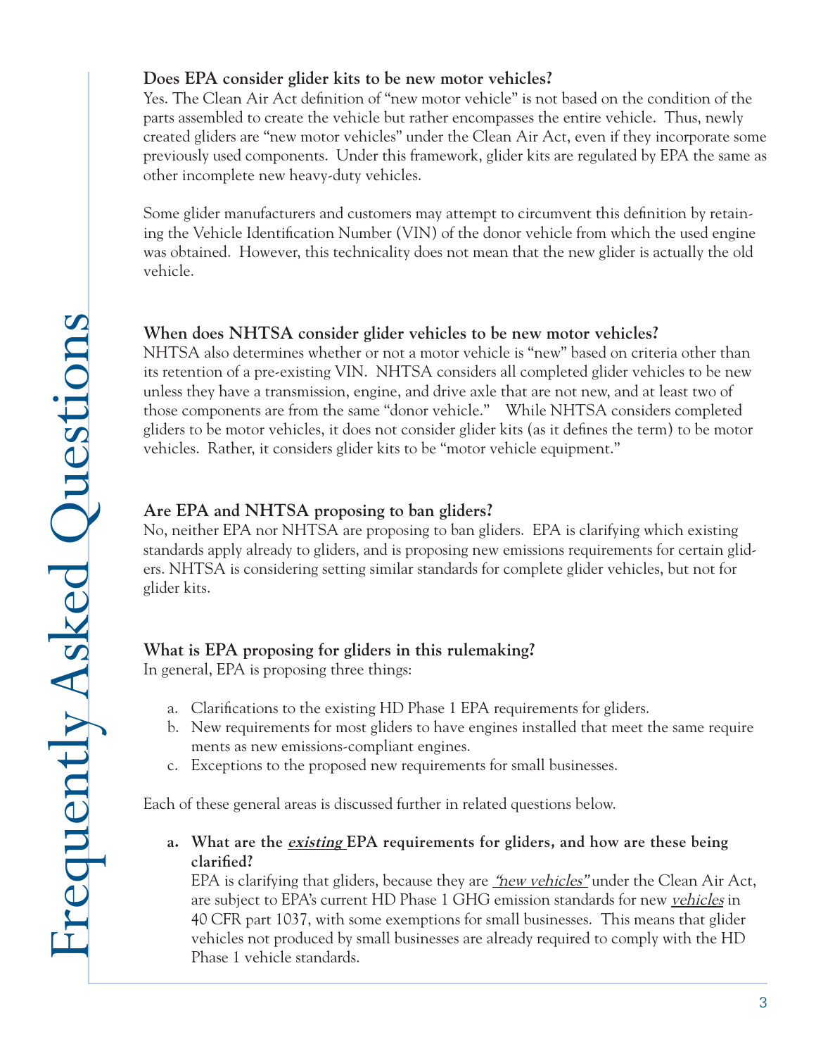**Does EPA consider glider kits to be new motor vehicles?**

Yes. The Clean Air Act definition of "new motor vehicle" is not based on the condition of the parts assembled to create the vehicle but rather encompasses the entire vehicle. Thus, newly created gliders are "new motor vehicles" under the Clean Air Act, even if they incorporate some previously used components. Under this framework, glider kits are regulated by EPA the same as other incomplete new heavy-duty vehicles.

Some glider manufacturers and customers may attempt to circumvent this definition by retaining the Vehicle Identification Number (VIN) of the donor vehicle from which the used engine was obtained. However, this technicality does not mean that the new glider is actually the old vehicle.

**When does NHTSA consider glider vehicles to be new motor vehicles?**

NHTSA also determines whether or not a motor vehicle is "new" based on criteria other than its retention of a pre-existing VIN. NHTSA considers all completed glider vehicles to be new unless they have a transmission, engine, and drive axle that are not new, and at least two of those components are from the same "donor vehicle." While NHTSA considers completed gliders to be motor vehicles, it does not consider glider kits (as it defines the term) to be motor vehicles. Rather, it considers glider kits to be "motor vehicle equipment."

**Are EPA and NHTSA proposing to ban gliders?**

No, neither EPA nor NHTSA are proposing to ban gliders. EPA is clarifying which existing standards apply already to gliders, and is proposing new emissions requirements for certain gliders. NHTSA is considering setting similar standards for complete glider vehicles, but not for glider kits.

**What is EPA proposing for gliders in this rulemaking?**

In general, EPA is proposing three things:

a. Clarifications to the existing HD Phase 1 EPA requirements for gliders.
b. New requirements for most gliders to have engines installed that meet the same requirements as new emissions-compliant engines.
c. Exceptions to the proposed new requirements for small businesses.

Each of these general areas is discussed further in related questions below.

a. **What are the *existing* EPA requirements for gliders, and how are these being clarified?**

   EPA is clarifying that gliders, because they are *"new vehicles"* under the Clean Air Act, are subject to EPA's current HD Phase 1 GHG emission standards for new *vehicles* in 40 CFR part 1037, with some exemptions for small businesses. This means that glider vehicles not produced by small businesses are already required to comply with the HD Phase 1 vehicle standards.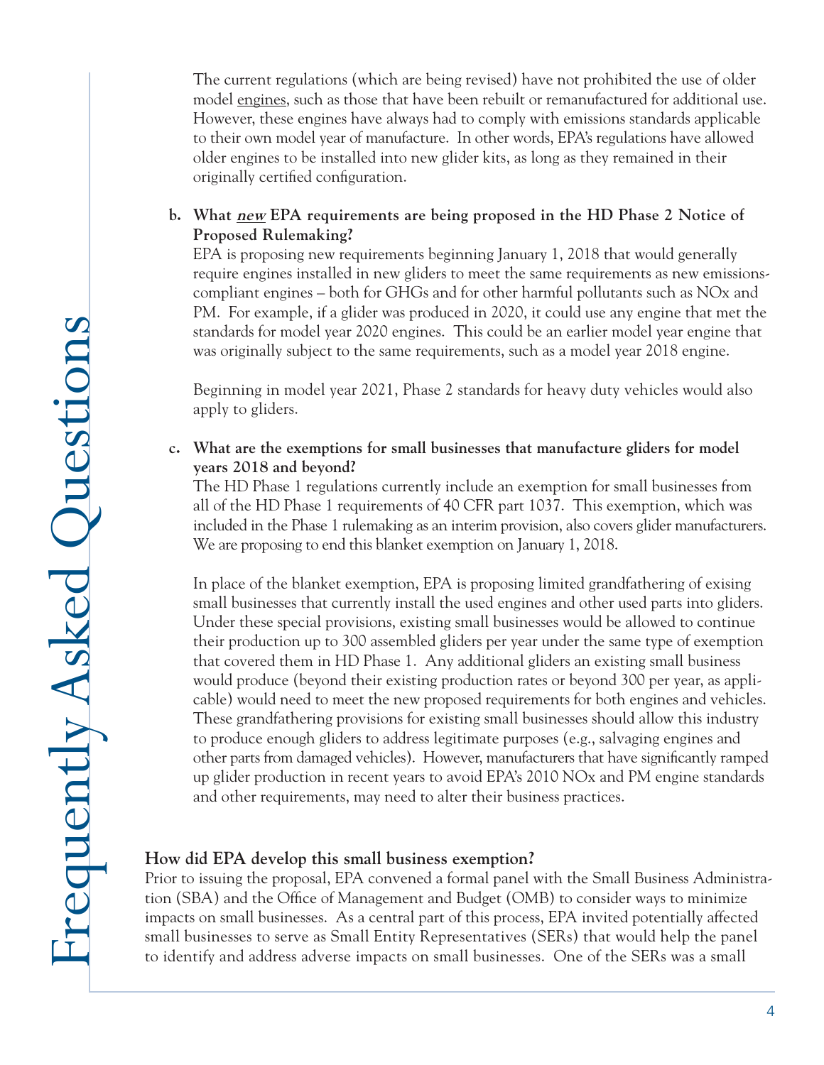The current regulations (which are being revised) have not prohibited the use of older model engines, such as those that have been rebuilt or remanufactured for additional use. However, these engines have always had to comply with emissions standards applicable to their own model year of manufacture. In other words, EPA's regulations have allowed older engines to be installed into new glider kits, as long as they remained in their originally certified configuration.

**b. What *new* EPA requirements are being proposed in the HD Phase 2 Notice of Proposed Rulemaking?**

EPA is proposing new requirements beginning January 1, 2018 that would generally require engines installed in new gliders to meet the same requirements as new emissions-compliant engines – both for GHGs and for other harmful pollutants such as NOx and PM. For example, if a glider was produced in 2020, it could use any engine that met the standards for model year 2020 engines. This could be an earlier model year engine that was originally subject to the same requirements, such as a model year 2018 engine.

Beginning in model year 2021, Phase 2 standards for heavy duty vehicles would also apply to gliders.

**c. What are the exemptions for small businesses that manufacture gliders for model years 2018 and beyond?**

The HD Phase 1 regulations currently include an exemption for small businesses from all of the HD Phase 1 requirements of 40 CFR part 1037. This exemption, which was included in the Phase 1 rulemaking as an interim provision, also covers glider manufacturers. We are proposing to end this blanket exemption on January 1, 2018.

In place of the blanket exemption, EPA is proposing limited grandfathering of exising small businesses that currently install the used engines and other used parts into gliders. Under these special provisions, existing small businesses would be allowed to continue their production up to 300 assembled gliders per year under the same type of exemption that covered them in HD Phase 1. Any additional gliders an existing small business would produce (beyond their existing production rates or beyond 300 per year, as applicable) would need to meet the new proposed requirements for both engines and vehicles. These grandfathering provisions for existing small businesses should allow this industry to produce enough gliders to address legitimate purposes (e.g., salvaging engines and other parts from damaged vehicles). However, manufacturers that have significantly ramped up glider production in recent years to avoid EPA's 2010 NOx and PM engine standards and other requirements, may need to alter their business practices.

**How did EPA develop this small business exemption?**

Prior to issuing the proposal, EPA convened a formal panel with the Small Business Administration (SBA) and the Office of Management and Budget (OMB) to consider ways to minimize impacts on small businesses. As a central part of this process, EPA invited potentially affected small businesses to serve as Small Entity Representatives (SERs) that would help the panel to identify and address adverse impacts on small businesses. One of the SERs was a small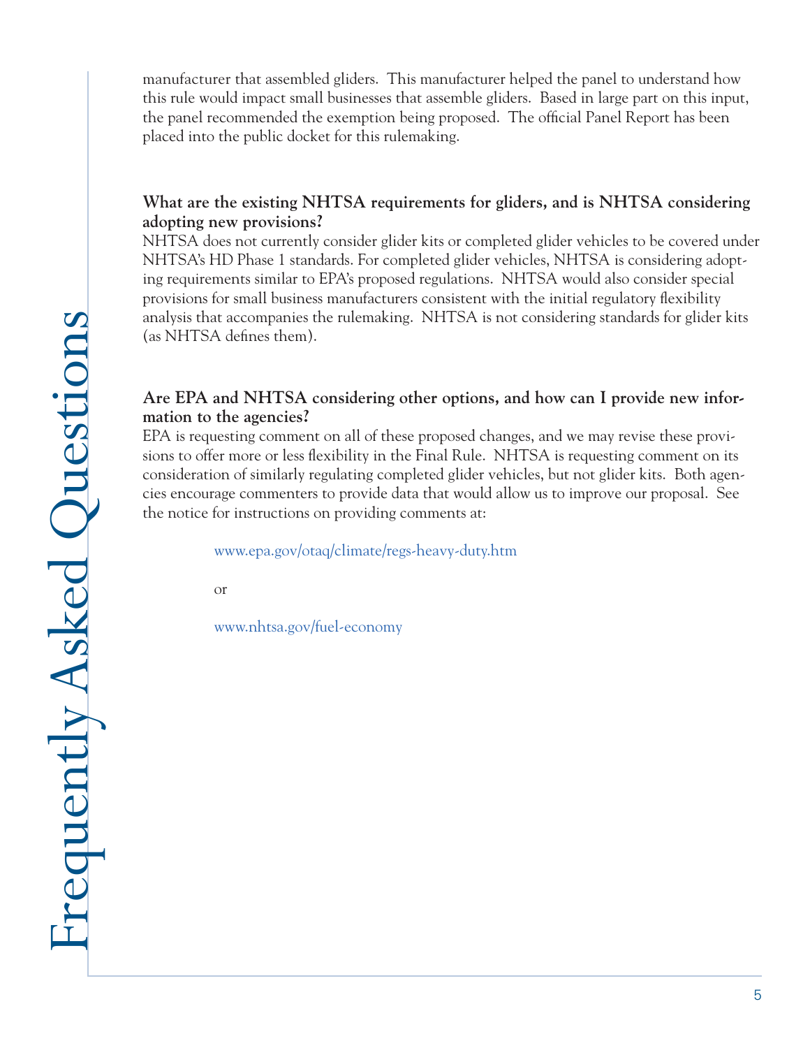manufacturer that assembled gliders. This manufacturer helped the panel to understand how this rule would impact small businesses that assemble gliders. Based in large part on this input, the panel recommended the exemption being proposed. The official Panel Report has been placed into the public docket for this rulemaking.

**What are the existing NHTSA requirements for gliders, and is NHTSA considering adopting new provisions?**

NHTSA does not currently consider glider kits or completed glider vehicles to be covered under NHTSA's HD Phase 1 standards. For completed glider vehicles, NHTSA is considering adopting requirements similar to EPA's proposed regulations. NHTSA would also consider special provisions for small business manufacturers consistent with the initial regulatory flexibility analysis that accompanies the rulemaking. NHTSA is not considering standards for glider kits (as NHTSA defines them).

**Are EPA and NHTSA considering other options, and how can I provide new information to the agencies?**

EPA is requesting comment on all of these proposed changes, and we may revise these provisions to offer more or less flexibility in the Final Rule. NHTSA is requesting comment on its consideration of similarly regulating completed glider vehicles, but not glider kits. Both agencies encourage commenters to provide data that would allow us to improve our proposal. See the notice for instructions on providing comments at:

www.epa.gov/otaq/climate/regs-heavy-duty.htm

or

www.nhtsa.gov/fuel-economy